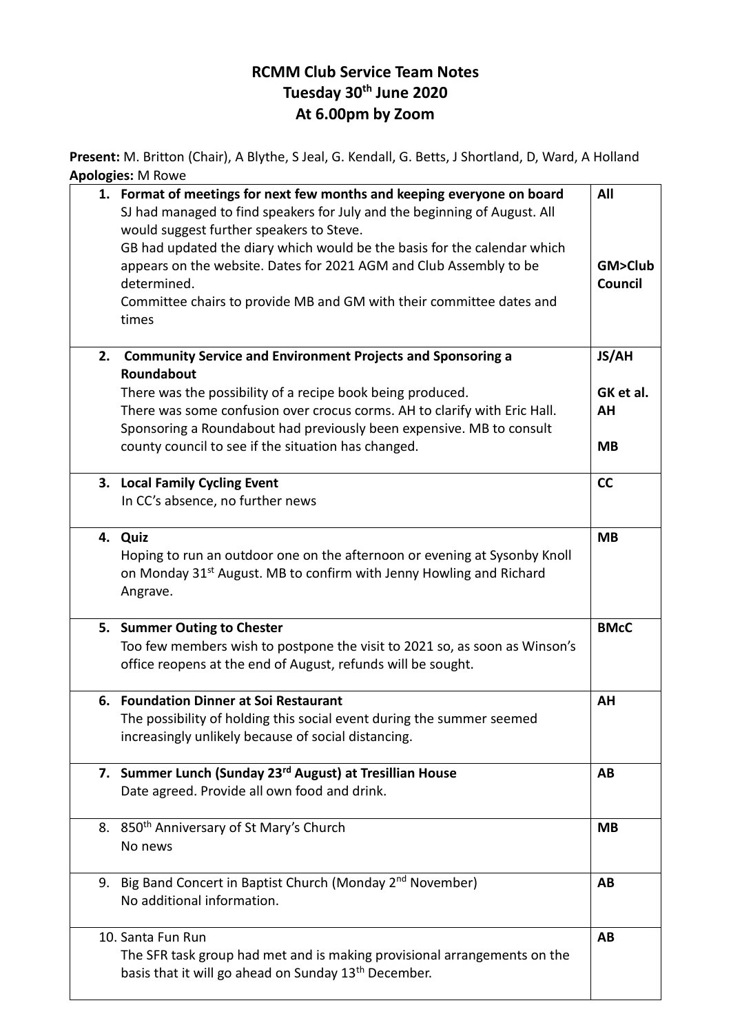# RCMM Club Service Team Notes
# Tuesday 30th June 2020
# At 6.00pm by Zoom

**Present:** M. Britton (Chair), A Blythe, S Jeal, G. Kendall, G. Betts, J Shortland, D, Ward, A Holland
**Apologies:** M Rowe

| | |
|---|---|
| 1. **Format of meetings for next few months and keeping everyone on board**<br>SJ had managed to find speakers for July and the beginning of August. All would suggest further speakers to Steve.<br>GB had updated the diary which would be the basis for the calendar which appears on the website. Dates for 2021 AGM and Club Assembly to be determined.<br>Committee chairs to provide MB and GM with their committee dates and times | **All**<br><br><br>**GM>Club Council** |
| 2. **Community Service and Environment Projects and Sponsoring a Roundabout**<br>There was the possibility of a recipe book being produced.<br>There was some confusion over crocus corms. AH to clarify with Eric Hall.<br>Sponsoring a Roundabout had previously been expensive. MB to consult county council to see if the situation has changed. | **JS/AH**<br><br>**GK et al.**<br>**AH**<br><br>**MB** |
| 3. **Local Family Cycling Event**<br>In CC's absence, no further news | **CC** |
| 4. **Quiz**<br>Hoping to run an outdoor one on the afternoon or evening at Sysonby Knoll on Monday 31st August. MB to confirm with Jenny Howling and Richard Angrave. | **MB** |
| 5. **Summer Outing to Chester**<br>Too few members wish to postpone the visit to 2021 so, as soon as Winson's office reopens at the end of August, refunds will be sought. | **BMcC** |
| 6. **Foundation Dinner at Soi Restaurant**<br>The possibility of holding this social event during the summer seemed increasingly unlikely because of social distancing. | **AH** |
| 7. **Summer Lunch (Sunday 23rd August) at Tresillian House**<br>Date agreed. Provide all own food and drink. | **AB** |
| 8. 850th Anniversary of St Mary's Church<br>No news | **MB** |
| 9. Big Band Concert in Baptist Church (Monday 2nd November)<br>No additional information. | **AB** |
| 10. Santa Fun Run<br>The SFR task group had met and is making provisional arrangements on the basis that it will go ahead on Sunday 13th December. | **AB** |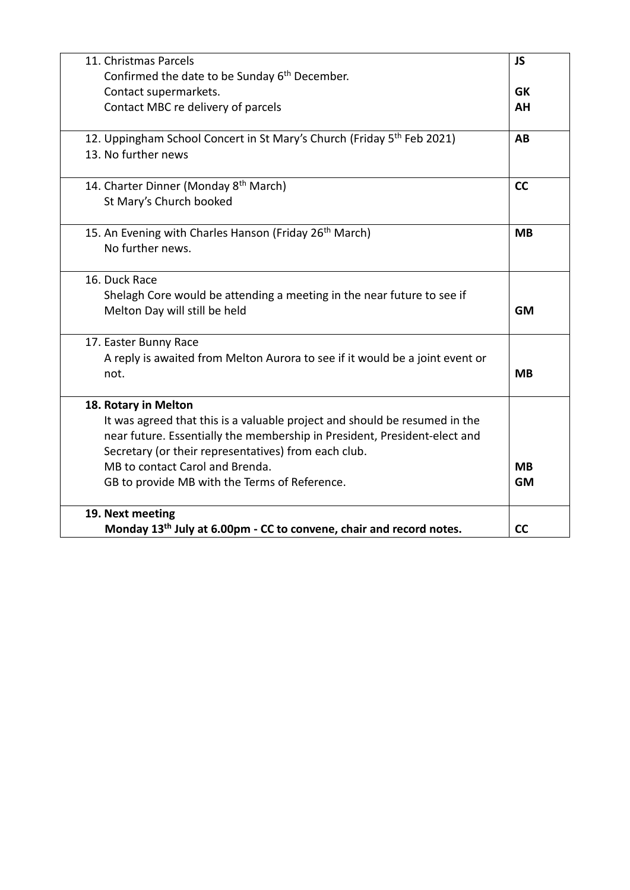| | |
|---|---|
| 11. Christmas Parcels<br>Confirmed the date to be Sunday 6th December.<br>Contact supermarkets.<br>Contact MBC re delivery of parcels | **JS**<br><br>**GK**<br>**AH** |
| 12. Uppingham School Concert in St Mary's Church (Friday 5th Feb 2021)<br>13. No further news | **AB** |
| 14. Charter Dinner (Monday 8th March)<br>St Mary's Church booked | **CC** |
| 15. An Evening with Charles Hanson (Friday 26th March)<br>No further news. | **MB** |
| 16. Duck Race<br>Shelagh Core would be attending a meeting in the near future to see if Melton Day will still be held | <br><br>**GM** |
| 17. Easter Bunny Race<br>A reply is awaited from Melton Aurora to see if it would be a joint event or not. | <br><br>**MB** |
| **18. Rotary in Melton**<br>It was agreed that this is a valuable project and should be resumed in the near future. Essentially the membership in President, President-elect and Secretary (or their representatives) from each club.<br>MB to contact Carol and Brenda.<br>GB to provide MB with the Terms of Reference. | <br><br><br><br>**MB**<br>**GM** |
| **19. Next meeting**<br>**Monday 13th July at 6.00pm - CC to convene, chair and record notes.** | <br>**CC** |